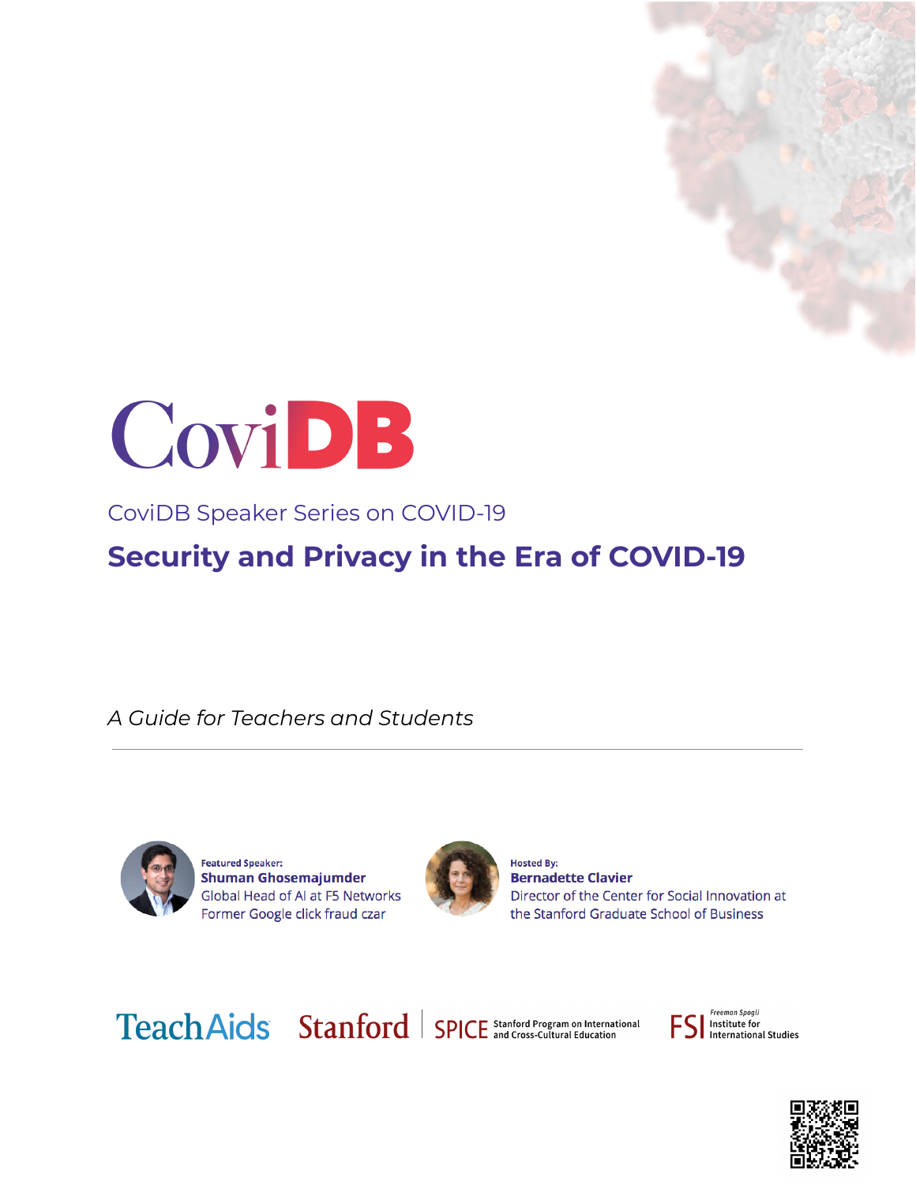# CoviDB

CoviDB Speaker Series on COVID-19

## Security and Privacy in the Era of COVID-19

*A Guide for Teachers and Students*

---

Featured Speaker:
**Shuman Ghosemajumder**
Global Head of AI at F5 Networks
Former Google click fraud czar

Hosted By:
**Bernadette Clavier**
Director of the Center for Social Innovation at the Stanford Graduate School of Business

TeachAids | Stanford | SPICE Stanford Program on International and Cross-Cultural Education | FSI Freeman Spogli Institute for International Studies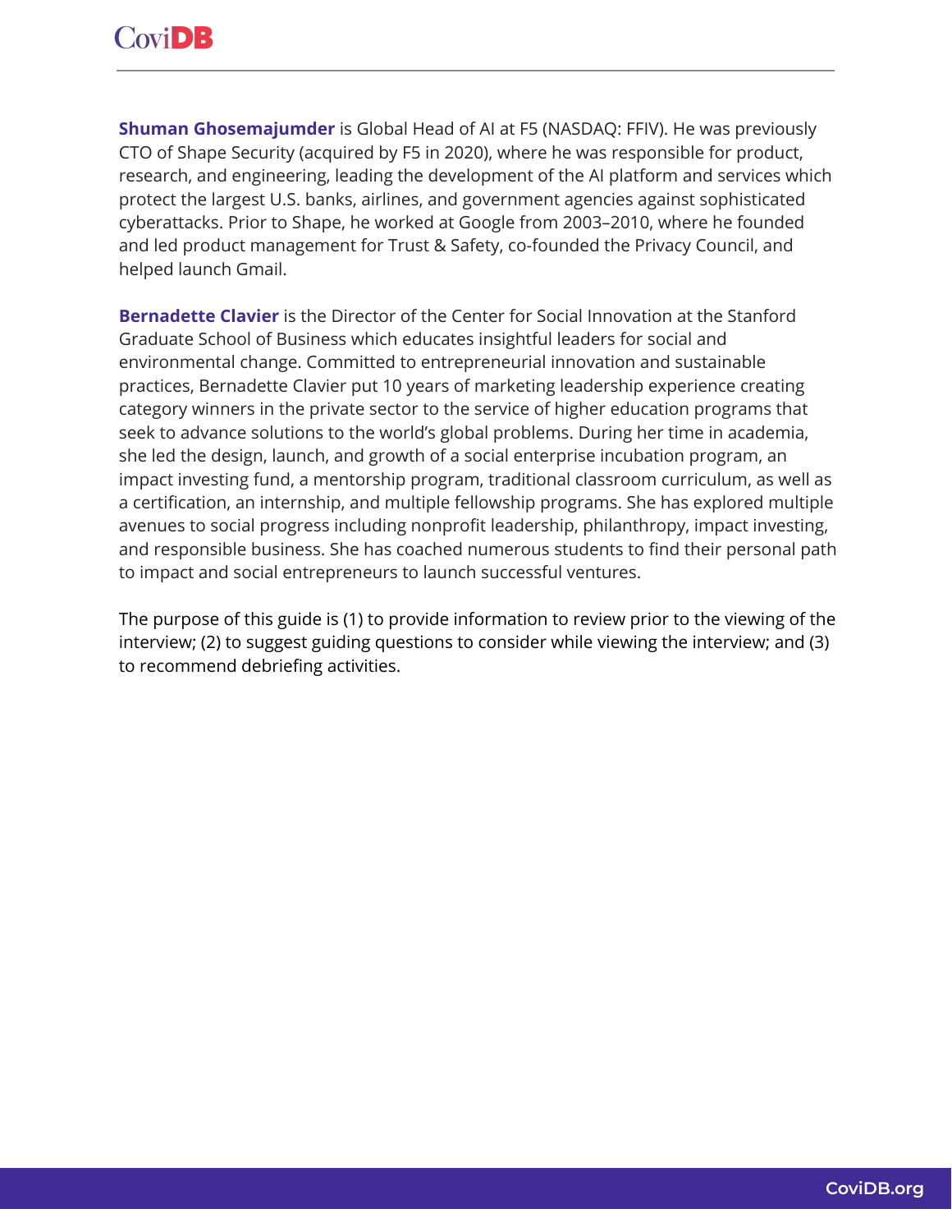**Shuman Ghosemajumder** is Global Head of AI at F5 (NASDAQ: FFIV). He was previously CTO of Shape Security (acquired by F5 in 2020), where he was responsible for product, research, and engineering, leading the development of the AI platform and services which protect the largest U.S. banks, airlines, and government agencies against sophisticated cyberattacks. Prior to Shape, he worked at Google from 2003–2010, where he founded and led product management for Trust & Safety, co-founded the Privacy Council, and helped launch Gmail.

**Bernadette Clavier** is the Director of the Center for Social Innovation at the Stanford Graduate School of Business which educates insightful leaders for social and environmental change. Committed to entrepreneurial innovation and sustainable practices, Bernadette Clavier put 10 years of marketing leadership experience creating category winners in the private sector to the service of higher education programs that seek to advance solutions to the world's global problems. During her time in academia, she led the design, launch, and growth of a social enterprise incubation program, an impact investing fund, a mentorship program, traditional classroom curriculum, as well as a certification, an internship, and multiple fellowship programs. She has explored multiple avenues to social progress including nonprofit leadership, philanthropy, impact investing, and responsible business. She has coached numerous students to find their personal path to impact and social entrepreneurs to launch successful ventures.

The purpose of this guide is (1) to provide information to review prior to the viewing of the interview; (2) to suggest guiding questions to consider while viewing the interview; and (3) to recommend debriefing activities.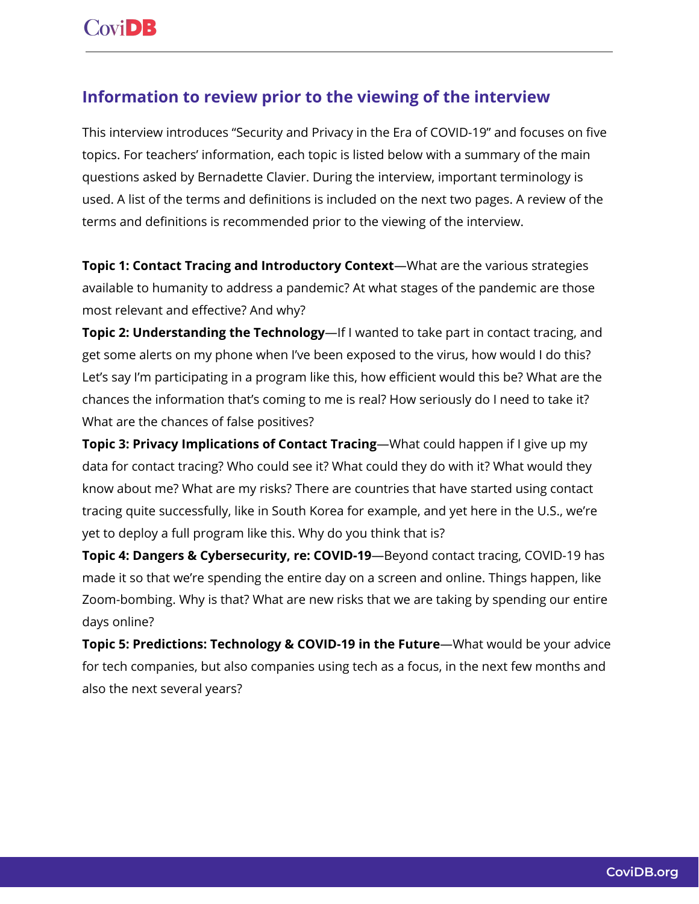## Information to review prior to the viewing of the interview

This interview introduces "Security and Privacy in the Era of COVID-19" and focuses on five topics. For teachers' information, each topic is listed below with a summary of the main questions asked by Bernadette Clavier. During the interview, important terminology is used. A list of the terms and definitions is included on the next two pages. A review of the terms and definitions is recommended prior to the viewing of the interview.

**Topic 1: Contact Tracing and Introductory Context**—What are the various strategies available to humanity to address a pandemic? At what stages of the pandemic are those most relevant and effective? And why?

**Topic 2: Understanding the Technology**—If I wanted to take part in contact tracing, and get some alerts on my phone when I've been exposed to the virus, how would I do this? Let's say I'm participating in a program like this, how efficient would this be? What are the chances the information that's coming to me is real? How seriously do I need to take it? What are the chances of false positives?

**Topic 3: Privacy Implications of Contact Tracing**—What could happen if I give up my data for contact tracing? Who could see it? What could they do with it? What would they know about me? What are my risks? There are countries that have started using contact tracing quite successfully, like in South Korea for example, and yet here in the U.S., we're yet to deploy a full program like this. Why do you think that is?

**Topic 4: Dangers & Cybersecurity, re: COVID-19**—Beyond contact tracing, COVID-19 has made it so that we're spending the entire day on a screen and online. Things happen, like Zoom-bombing. Why is that? What are new risks that we are taking by spending our entire days online?

**Topic 5: Predictions: Technology & COVID-19 in the Future**—What would be your advice for tech companies, but also companies using tech as a focus, in the next few months and also the next several years?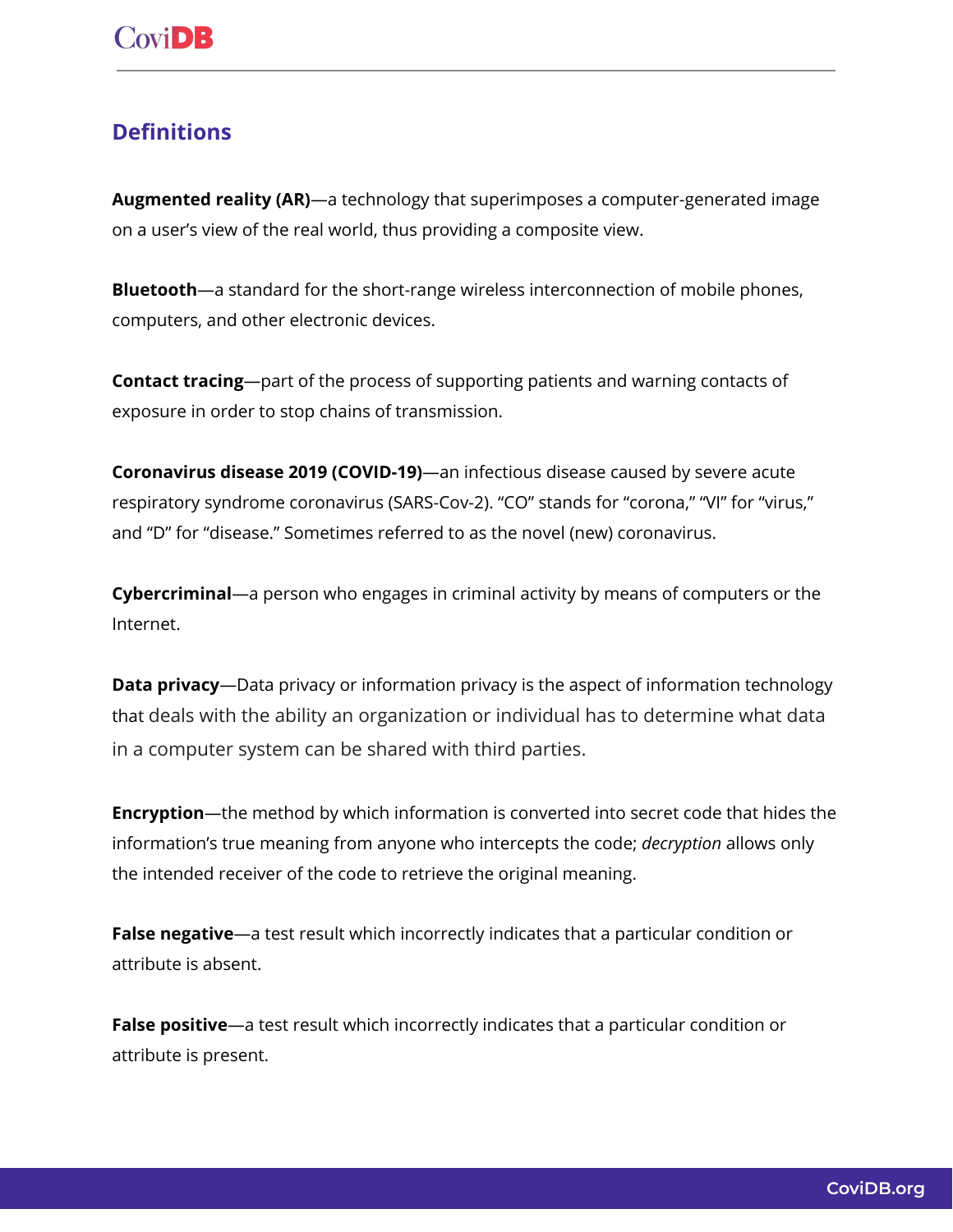## Definitions

**Augmented reality (AR)**—a technology that superimposes a computer-generated image on a user's view of the real world, thus providing a composite view.

**Bluetooth**—a standard for the short-range wireless interconnection of mobile phones, computers, and other electronic devices.

**Contact tracing**—part of the process of supporting patients and warning contacts of exposure in order to stop chains of transmission.

**Coronavirus disease 2019 (COVID-19)**—an infectious disease caused by severe acute respiratory syndrome coronavirus (SARS-Cov-2). "CO" stands for "corona," "VI" for "virus," and "D" for "disease." Sometimes referred to as the novel (new) coronavirus.

**Cybercriminal**—a person who engages in criminal activity by means of computers or the Internet.

**Data privacy**—Data privacy or information privacy is the aspect of information technology that deals with the ability an organization or individual has to determine what data in a computer system can be shared with third parties.

**Encryption**—the method by which information is converted into secret code that hides the information's true meaning from anyone who intercepts the code; *decryption* allows only the intended receiver of the code to retrieve the original meaning.

**False negative**—a test result which incorrectly indicates that a particular condition or attribute is absent.

**False positive**—a test result which incorrectly indicates that a particular condition or attribute is present.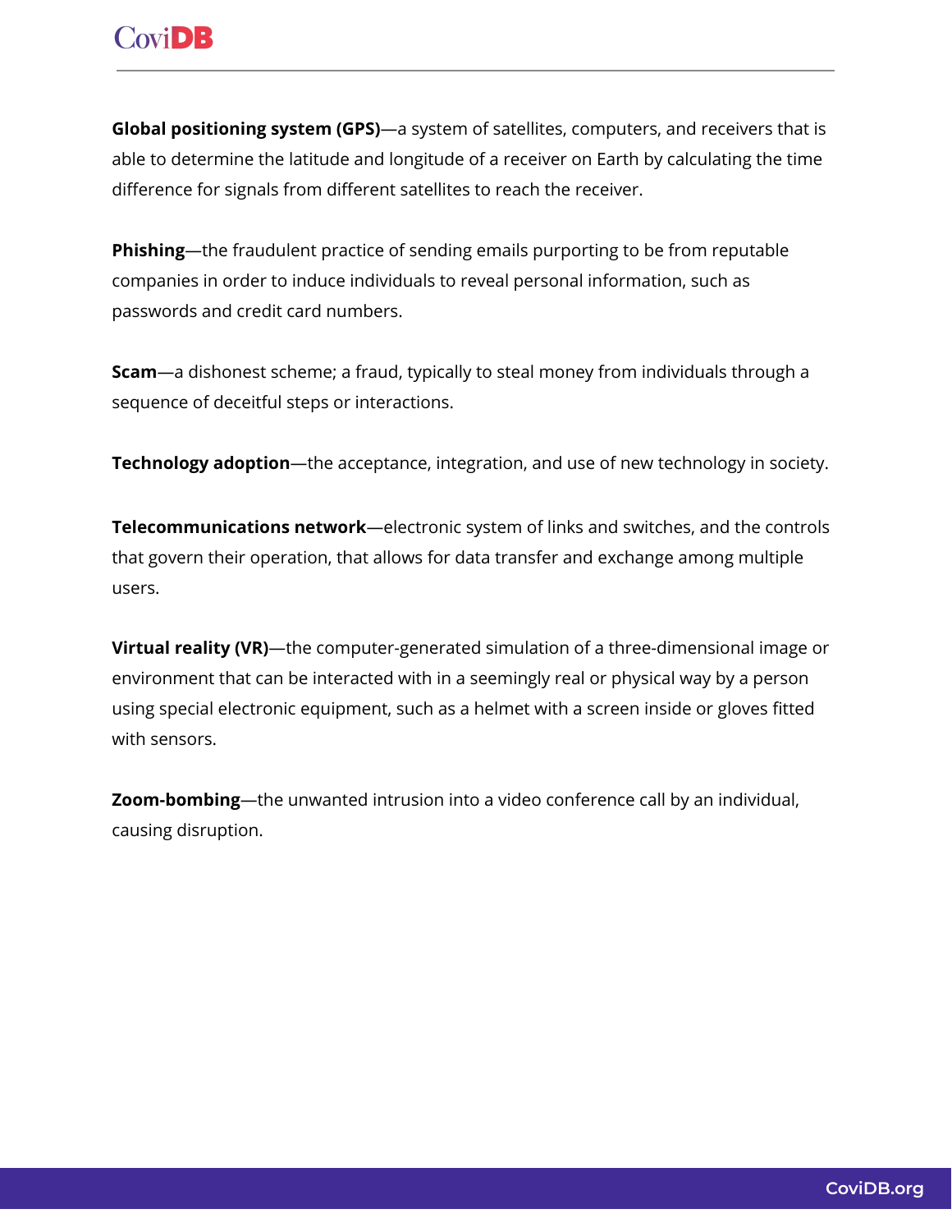**Global positioning system (GPS)**—a system of satellites, computers, and receivers that is able to determine the latitude and longitude of a receiver on Earth by calculating the time difference for signals from different satellites to reach the receiver.

**Phishing**—the fraudulent practice of sending emails purporting to be from reputable companies in order to induce individuals to reveal personal information, such as passwords and credit card numbers.

**Scam**—a dishonest scheme; a fraud, typically to steal money from individuals through a sequence of deceitful steps or interactions.

**Technology adoption**—the acceptance, integration, and use of new technology in society.

**Telecommunications network**—electronic system of links and switches, and the controls that govern their operation, that allows for data transfer and exchange among multiple users.

**Virtual reality (VR)**—the computer-generated simulation of a three-dimensional image or environment that can be interacted with in a seemingly real or physical way by a person using special electronic equipment, such as a helmet with a screen inside or gloves fitted with sensors.

**Zoom-bombing**—the unwanted intrusion into a video conference call by an individual, causing disruption.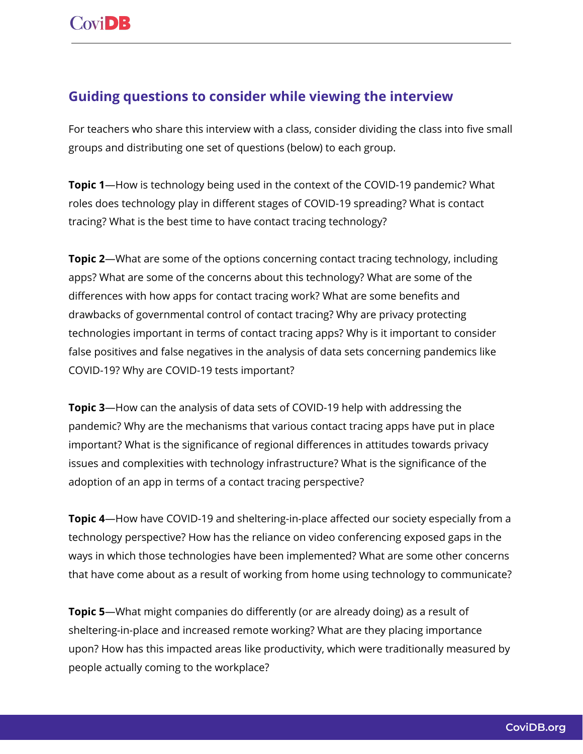## Guiding questions to consider while viewing the interview

For teachers who share this interview with a class, consider dividing the class into five small groups and distributing one set of questions (below) to each group.

**Topic 1**—How is technology being used in the context of the COVID-19 pandemic? What roles does technology play in different stages of COVID-19 spreading? What is contact tracing? What is the best time to have contact tracing technology?

**Topic 2**—What are some of the options concerning contact tracing technology, including apps? What are some of the concerns about this technology? What are some of the differences with how apps for contact tracing work? What are some benefits and drawbacks of governmental control of contact tracing? Why are privacy protecting technologies important in terms of contact tracing apps? Why is it important to consider false positives and false negatives in the analysis of data sets concerning pandemics like COVID-19? Why are COVID-19 tests important?

**Topic 3**—How can the analysis of data sets of COVID-19 help with addressing the pandemic? Why are the mechanisms that various contact tracing apps have put in place important? What is the significance of regional differences in attitudes towards privacy issues and complexities with technology infrastructure? What is the significance of the adoption of an app in terms of a contact tracing perspective?

**Topic 4**—How have COVID-19 and sheltering-in-place affected our society especially from a technology perspective? How has the reliance on video conferencing exposed gaps in the ways in which those technologies have been implemented? What are some other concerns that have come about as a result of working from home using technology to communicate?

**Topic 5**—What might companies do differently (or are already doing) as a result of sheltering-in-place and increased remote working? What are they placing importance upon? How has this impacted areas like productivity, which were traditionally measured by people actually coming to the workplace?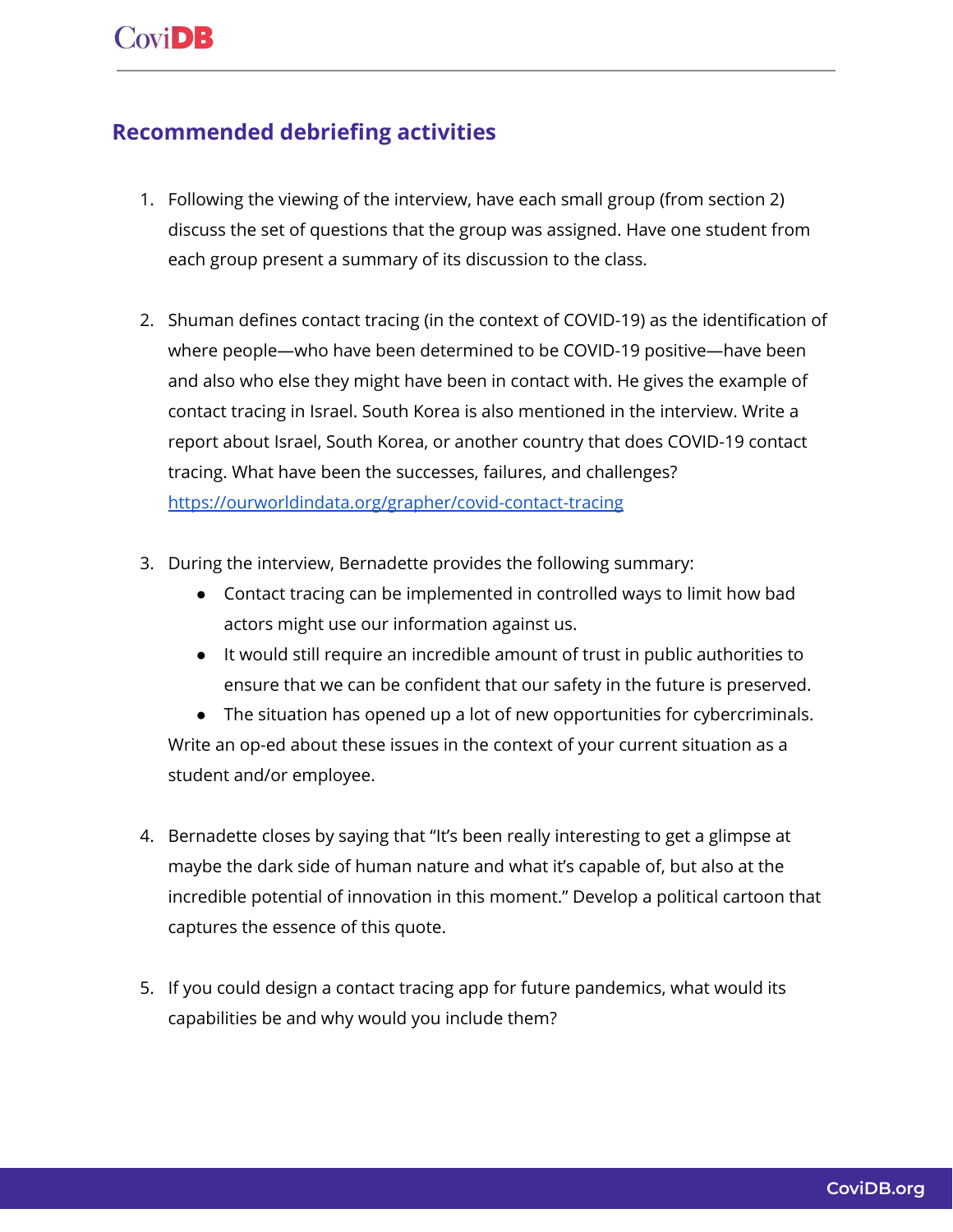## Recommended debriefing activities

1. Following the viewing of the interview, have each small group (from section 2) discuss the set of questions that the group was assigned. Have one student from each group present a summary of its discussion to the class.

2. Shuman defines contact tracing (in the context of COVID-19) as the identification of where people—who have been determined to be COVID-19 positive—have been and also who else they might have been in contact with. He gives the example of contact tracing in Israel. South Korea is also mentioned in the interview. Write a report about Israel, South Korea, or another country that does COVID-19 contact tracing. What have been the successes, failures, and challenges? [https://ourworldindata.org/grapher/covid-contact-tracing](https://ourworldindata.org/grapher/covid-contact-tracing)

3. During the interview, Bernadette provides the following summary:
   - Contact tracing can be implemented in controlled ways to limit how bad actors might use our information against us.
   - It would still require an incredible amount of trust in public authorities to ensure that we can be confident that our safety in the future is preserved.
   - The situation has opened up a lot of new opportunities for cybercriminals.

   Write an op-ed about these issues in the context of your current situation as a student and/or employee.

4. Bernadette closes by saying that "It's been really interesting to get a glimpse at maybe the dark side of human nature and what it's capable of, but also at the incredible potential of innovation in this moment." Develop a political cartoon that captures the essence of this quote.

5. If you could design a contact tracing app for future pandemics, what would its capabilities be and why would you include them?